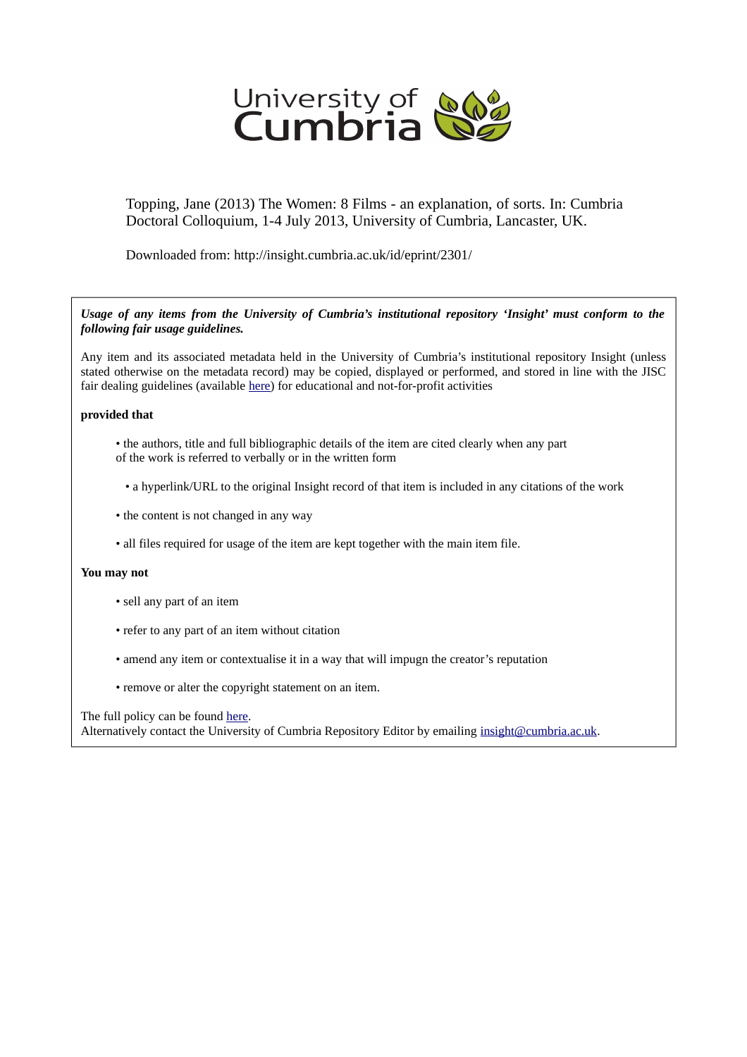University of Cumbria

Topping, Jane (2013) The Women: 8 Films - an explanation, of sorts. In: Cumbria Doctoral Colloquium, 1-4 July 2013, University of Cumbria, Lancaster, UK.

Downloaded from: http://insight.cumbria.ac.uk/id/eprint/2301/

***Usage of any items from the University of Cumbria's institutional repository 'Insight' must conform to the following fair usage guidelines.***

Any item and its associated metadata held in the University of Cumbria's institutional repository Insight (unless stated otherwise on the metadata record) may be copied, displayed or performed, and stored in line with the JISC fair dealing guidelines (available here) for educational and not-for-profit activities

**provided that**

- the authors, title and full bibliographic details of the item are cited clearly when any part of the work is referred to verbally or in the written form
- a hyperlink/URL to the original Insight record of that item is included in any citations of the work
- the content is not changed in any way
- all files required for usage of the item are kept together with the main item file.

**You may not**

- sell any part of an item
- refer to any part of an item without citation
- amend any item or contextualise it in a way that will impugn the creator's reputation
- remove or alter the copyright statement on an item.

The full policy can be found here.
Alternatively contact the University of Cumbria Repository Editor by emailing insight@cumbria.ac.uk.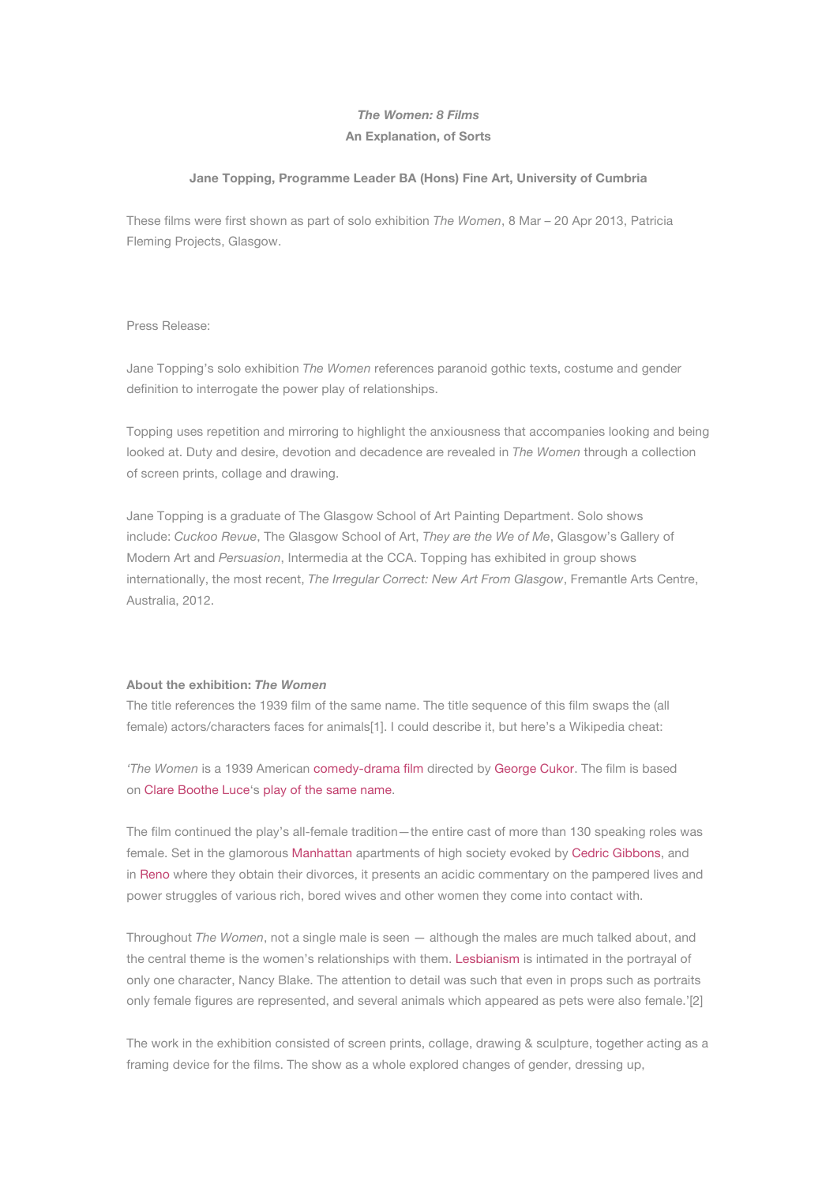***The Women: 8 Films***

**An Explanation, of Sorts**

**Jane Topping, Programme Leader BA (Hons) Fine Art, University of Cumbria**

These films were first shown as part of solo exhibition *The Women*, 8 Mar – 20 Apr 2013, Patricia Fleming Projects, Glasgow.

Press Release:

Jane Topping's solo exhibition *The Women* references paranoid gothic texts, costume and gender definition to interrogate the power play of relationships.

Topping uses repetition and mirroring to highlight the anxiousness that accompanies looking and being looked at. Duty and desire, devotion and decadence are revealed in *The Women* through a collection of screen prints, collage and drawing.

Jane Topping is a graduate of The Glasgow School of Art Painting Department. Solo shows include: *Cuckoo Revue*, The Glasgow School of Art, *They are the We of Me*, Glasgow's Gallery of Modern Art and *Persuasion*, Intermedia at the CCA. Topping has exhibited in group shows internationally, the most recent, *The Irregular Correct: New Art From Glasgow*, Fremantle Arts Centre, Australia, 2012.

**About the exhibition: *The Women***

The title references the 1939 film of the same name. The title sequence of this film swaps the (all female) actors/characters faces for animals[1]. I could describe it, but here's a Wikipedia cheat:

'*The Women* is a 1939 American comedy-drama film directed by George Cukor. The film is based on Clare Boothe Luce's play of the same name.

The film continued the play's all-female tradition—the entire cast of more than 130 speaking roles was female. Set in the glamorous Manhattan apartments of high society evoked by Cedric Gibbons, and in Reno where they obtain their divorces, it presents an acidic commentary on the pampered lives and power struggles of various rich, bored wives and other women they come into contact with.

Throughout *The Women*, not a single male is seen — although the males are much talked about, and the central theme is the women's relationships with them. Lesbianism is intimated in the portrayal of only one character, Nancy Blake. The attention to detail was such that even in props such as portraits only female figures are represented, and several animals which appeared as pets were also female.'[2]

The work in the exhibition consisted of screen prints, collage, drawing & sculpture, together acting as a framing device for the films. The show as a whole explored changes of gender, dressing up,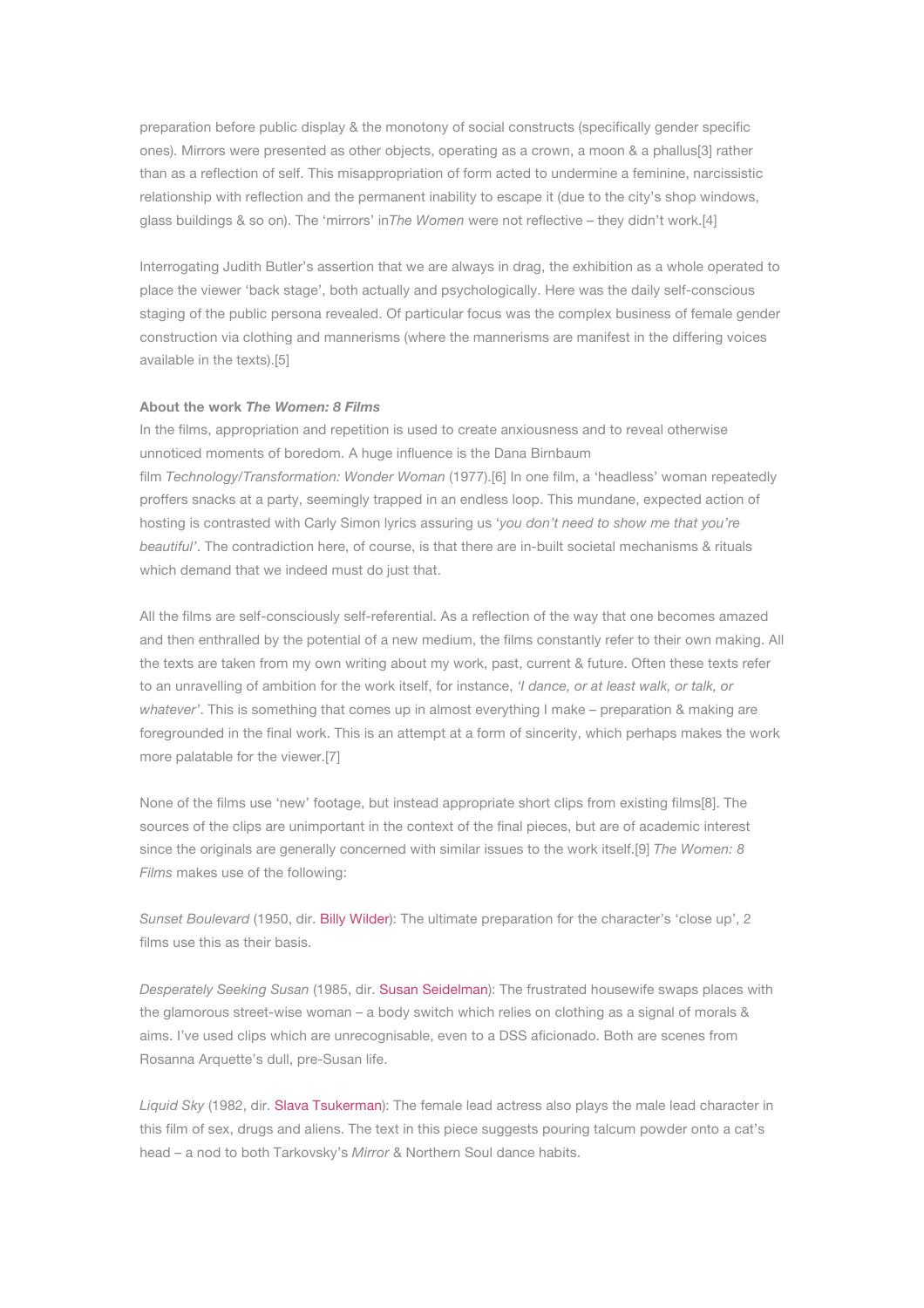preparation before public display & the monotony of social constructs (specifically gender specific ones). Mirrors were presented as other objects, operating as a crown, a moon & a phallus[3] rather than as a reflection of self. This misappropriation of form acted to undermine a feminine, narcissistic relationship with reflection and the permanent inability to escape it (due to the city's shop windows, glass buildings & so on). The 'mirrors' in*The Women* were not reflective – they didn't work.[4]

Interrogating Judith Butler's assertion that we are always in drag, the exhibition as a whole operated to place the viewer 'back stage', both actually and psychologically. Here was the daily self-conscious staging of the public persona revealed. Of particular focus was the complex business of female gender construction via clothing and mannerisms (where the mannerisms are manifest in the differing voices available in the texts).[5]

**About the work *The Women: 8 Films***

In the films, appropriation and repetition is used to create anxiousness and to reveal otherwise unnoticed moments of boredom. A huge influence is the Dana Birnbaum film *Technology/Transformation: Wonder Woman* (1977).[6] In one film, a 'headless' woman repeatedly proffers snacks at a party, seemingly trapped in an endless loop. This mundane, expected action of hosting is contrasted with Carly Simon lyrics assuring us '*you don't need to show me that you're beautiful'*. The contradiction here, of course, is that there are in-built societal mechanisms & rituals which demand that we indeed must do just that.

All the films are self-consciously self-referential. As a reflection of the way that one becomes amazed and then enthralled by the potential of a new medium, the films constantly refer to their own making. All the texts are taken from my own writing about my work, past, current & future. Often these texts refer to an unravelling of ambition for the work itself, for instance, *'I dance, or at least walk, or talk, or whatever'*. This is something that comes up in almost everything I make – preparation & making are foregrounded in the final work. This is an attempt at a form of sincerity, which perhaps makes the work more palatable for the viewer.[7]

None of the films use 'new' footage, but instead appropriate short clips from existing films[8]. The sources of the clips are unimportant in the context of the final pieces, but are of academic interest since the originals are generally concerned with similar issues to the work itself.[9] *The Women: 8 Films* makes use of the following:

*Sunset Boulevard* (1950, dir. Billy Wilder): The ultimate preparation for the character's 'close up', 2 films use this as their basis.

*Desperately Seeking Susan* (1985, dir. Susan Seidelman): The frustrated housewife swaps places with the glamorous street-wise woman – a body switch which relies on clothing as a signal of morals & aims. I've used clips which are unrecognisable, even to a DSS aficionado. Both are scenes from Rosanna Arquette's dull, pre-Susan life.

*Liquid Sky* (1982, dir. Slava Tsukerman): The female lead actress also plays the male lead character in this film of sex, drugs and aliens. The text in this piece suggests pouring talcum powder onto a cat's head – a nod to both Tarkovsky's *Mirror* & Northern Soul dance habits.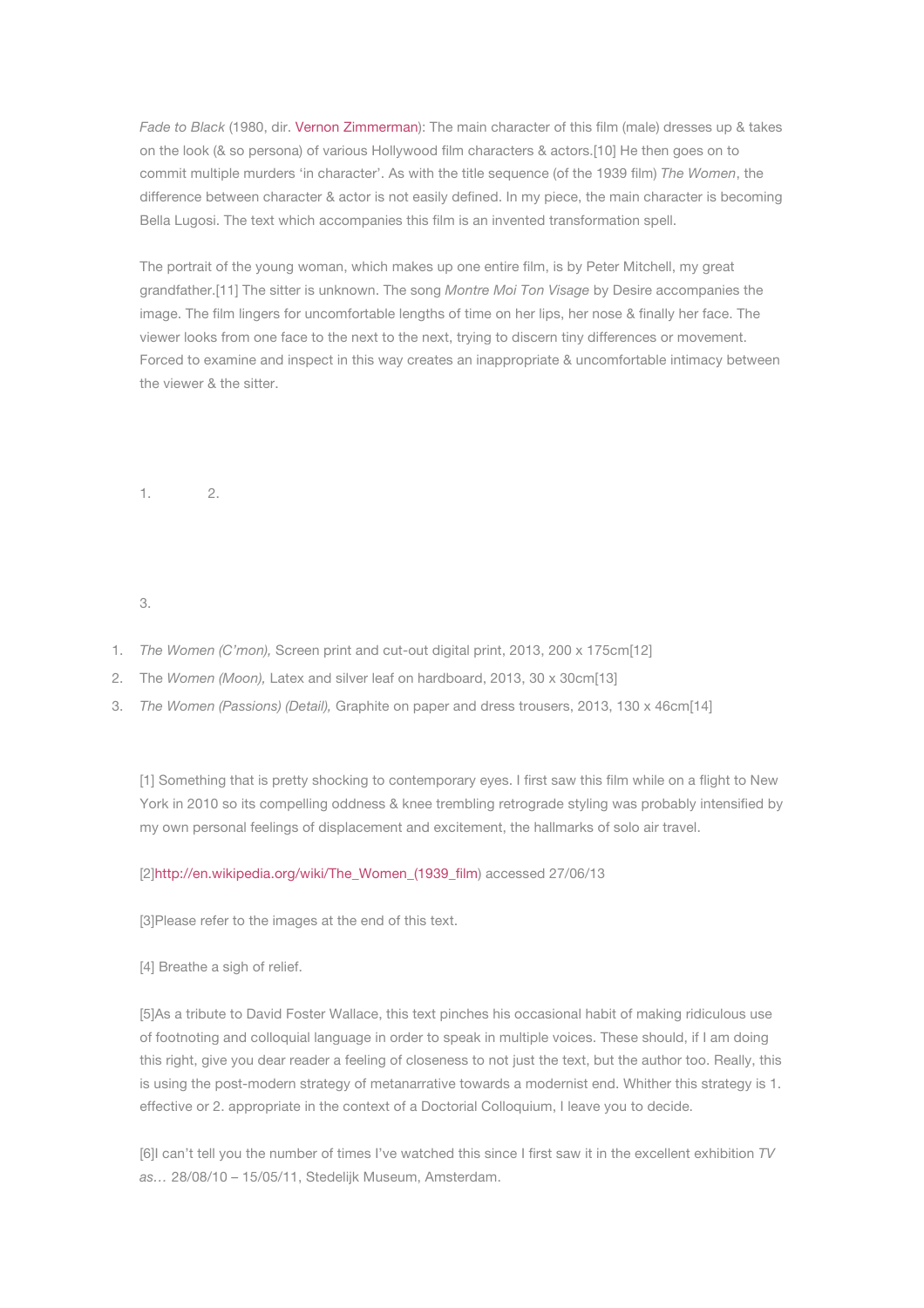*Fade to Black* (1980, dir. Vernon Zimmerman): The main character of this film (male) dresses up & takes on the look (& so persona) of various Hollywood film characters & actors.[10] He then goes on to commit multiple murders 'in character'. As with the title sequence (of the 1939 film) *The Women*, the difference between character & actor is not easily defined. In my piece, the main character is becoming Bella Lugosi. The text which accompanies this film is an invented transformation spell.

The portrait of the young woman, which makes up one entire film, is by Peter Mitchell, my great grandfather.[11] The sitter is unknown. The song *Montre Moi Ton Visage* by Desire accompanies the image. The film lingers for uncomfortable lengths of time on her lips, her nose & finally her face. The viewer looks from one face to the next to the next, trying to discern tiny differences or movement. Forced to examine and inspect in this way creates an inappropriate & uncomfortable intimacy between the viewer & the sitter.

1. 2.

3.

1. *The Women (C'mon),* Screen print and cut-out digital print, 2013, 200 x 175cm[12]
2. The *Women (Moon),* Latex and silver leaf on hardboard, 2013, 30 x 30cm[13]
3. *The Women (Passions) (Detail),* Graphite on paper and dress trousers, 2013, 130 x 46cm[14]

[1] Something that is pretty shocking to contemporary eyes. I first saw this film while on a flight to New York in 2010 so its compelling oddness & knee trembling retrograde styling was probably intensified by my own personal feelings of displacement and excitement, the hallmarks of solo air travel.

[2]http://en.wikipedia.org/wiki/The_Women_(1939_film) accessed 27/06/13

[3]Please refer to the images at the end of this text.

[4] Breathe a sigh of relief.

[5]As a tribute to David Foster Wallace, this text pinches his occasional habit of making ridiculous use of footnoting and colloquial language in order to speak in multiple voices. These should, if I am doing this right, give you dear reader a feeling of closeness to not just the text, but the author too. Really, this is using the post-modern strategy of metanarrative towards a modernist end. Whither this strategy is 1. effective or 2. appropriate in the context of a Doctorial Colloquium, I leave you to decide.

[6]I can't tell you the number of times I've watched this since I first saw it in the excellent exhibition *TV as…* 28/08/10 – 15/05/11, Stedelijk Museum, Amsterdam.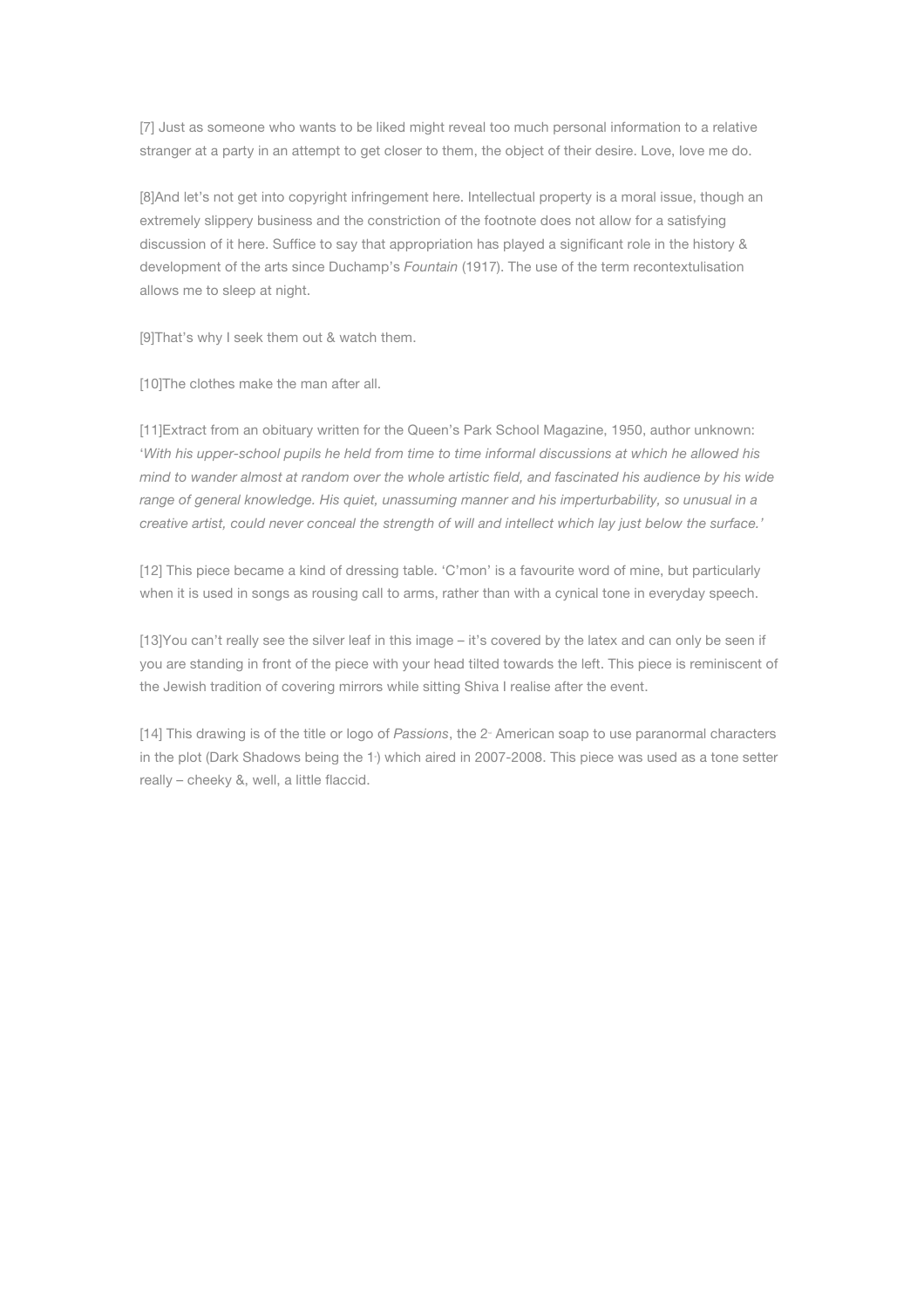[7] Just as someone who wants to be liked might reveal too much personal information to a relative stranger at a party in an attempt to get closer to them, the object of their desire. Love, love me do.

[8]And let's not get into copyright infringement here. Intellectual property is a moral issue, though an extremely slippery business and the constriction of the footnote does not allow for a satisfying discussion of it here. Suffice to say that appropriation has played a significant role in the history & development of the arts since Duchamp's *Fountain* (1917). The use of the term recontextulisation allows me to sleep at night.

[9]That's why I seek them out & watch them.

[10]The clothes make the man after all.

[11]Extract from an obituary written for the Queen's Park School Magazine, 1950, author unknown: '*With his upper-school pupils he held from time to time informal discussions at which he allowed his mind to wander almost at random over the whole artistic field, and fascinated his audience by his wide range of general knowledge. His quiet, unassuming manner and his imperturbability, so unusual in a creative artist, could never conceal the strength of will and intellect which lay just below the surface.'*

[12] This piece became a kind of dressing table. 'C'mon' is a favourite word of mine, but particularly when it is used in songs as rousing call to arms, rather than with a cynical tone in everyday speech.

[13]You can't really see the silver leaf in this image – it's covered by the latex and can only be seen if you are standing in front of the piece with your head tilted towards the left. This piece is reminiscent of the Jewish tradition of covering mirrors while sitting Shiva I realise after the event.

[14] This drawing is of the title or logo of *Passions*, the 2nd American soap to use paranormal characters in the plot (Dark Shadows being the 1st) which aired in 2007-2008. This piece was used as a tone setter really – cheeky &, well, a little flaccid.